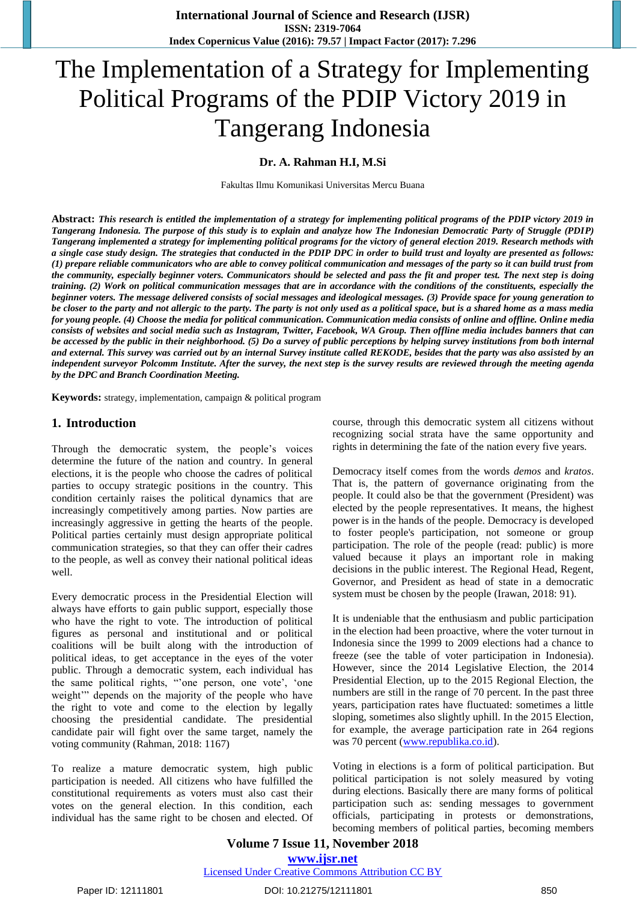# The Implementation of a Strategy for Implementing Political Programs of the PDIP Victory 2019 in Tangerang Indonesia

**Dr. A. Rahman H.I, M.Si**

Fakultas Ilmu Komunikasi Universitas Mercu Buana

**Abstract:** ***This research is entitled the implementation of a strategy for implementing political programs of the PDIP victory 2019 in Tangerang Indonesia. The purpose of this study is to explain and analyze how The Indonesian Democratic Party of Struggle (PDIP) Tangerang implemented a strategy for implementing political programs for the victory of general election 2019. Research methods with a single case study design. The strategies that conducted in the PDIP DPC in order to build trust and loyalty are presented as follows: (1) prepare reliable communicators who are able to convey political communication and messages of the party so it can build trust from the community, especially beginner voters. Communicators should be selected and pass the fit and proper test. The next step is doing training. (2) Work on political communication messages that are in accordance with the conditions of the constituents, especially the beginner voters. The message delivered consists of social messages and ideological messages. (3) Provide space for young generation to be closer to the party and not allergic to the party. The party is not only used as a political space, but is a shared home as a mass media for young people. (4) Choose the media for political communication. Communication media consists of online and offline. Online media consists of websites and social media such as Instagram, Twitter, Facebook, WA Group. Then offline media includes banners that can be accessed by the public in their neighborhood. (5) Do a survey of public perceptions by helping survey institutions from both internal and external. This survey was carried out by an internal Survey institute called REKODE, besides that the party was also assisted by an independent surveyor Polcomm Institute. After the survey, the next step is the survey results are reviewed through the meeting agenda by the DPC and Branch Coordination Meeting.***

**Keywords:** strategy, implementation, campaign & political program

## 1. Introduction

Through the democratic system, the people's voices determine the future of the nation and country. In general elections, it is the people who choose the cadres of political parties to occupy strategic positions in the country. This condition certainly raises the political dynamics that are increasingly competitively among parties. Now parties are increasingly aggressive in getting the hearts of the people. Political parties certainly must design appropriate political communication strategies, so that they can offer their cadres to the people, as well as convey their national political ideas well.

Every democratic process in the Presidential Election will always have efforts to gain public support, especially those who have the right to vote. The introduction of political figures as personal and institutional and or political coalitions will be built along with the introduction of political ideas, to get acceptance in the eyes of the voter public. Through a democratic system, each individual has the same political rights, "'one person, one vote', 'one weight'" depends on the majority of the people who have the right to vote and come to the election by legally choosing the presidential candidate. The presidential candidate pair will fight over the same target, namely the voting community (Rahman, 2018: 1167)

To realize a mature democratic system, high public participation is needed. All citizens who have fulfilled the constitutional requirements as voters must also cast their votes on the general election. In this condition, each individual has the same right to be chosen and elected. Of course, through this democratic system all citizens without recognizing social strata have the same opportunity and rights in determining the fate of the nation every five years.

Democracy itself comes from the words *demos* and *kratos*. That is, the pattern of governance originating from the people. It could also be that the government (President) was elected by the people representatives. It means, the highest power is in the hands of the people. Democracy is developed to foster people's participation, not someone or group participation. The role of the people (read: public) is more valued because it plays an important role in making decisions in the public interest. The Regional Head, Regent, Governor, and President as head of state in a democratic system must be chosen by the people (Irawan, 2018: 91).

It is undeniable that the enthusiasm and public participation in the election had been proactive, where the voter turnout in Indonesia since the 1999 to 2009 elections had a chance to freeze (see the table of voter participation in Indonesia). However, since the 2014 Legislative Election, the 2014 Presidential Election, up to the 2015 Regional Election, the numbers are still in the range of 70 percent. In the past three years, participation rates have fluctuated: sometimes a little sloping, sometimes also slightly uphill. In the 2015 Election, for example, the average participation rate in 264 regions was 70 percent (www.republika.co.id).

Voting in elections is a form of political participation. But political participation is not solely measured by voting during elections. Basically there are many forms of political participation such as: sending messages to government officials, participating in protests or demonstrations, becoming members of political parties, becoming members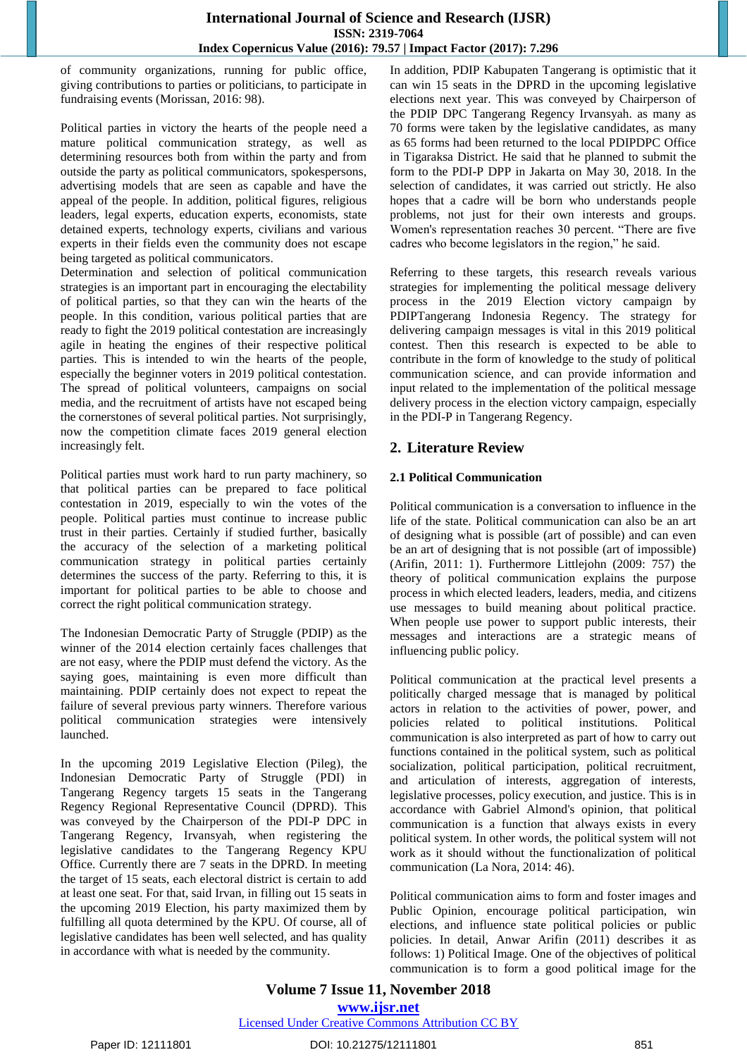of community organizations, running for public office, giving contributions to parties or politicians, to participate in fundraising events (Morissan, 2016: 98).

Political parties in victory the hearts of the people need a mature political communication strategy, as well as determining resources both from within the party and from outside the party as political communicators, spokespersons, advertising models that are seen as capable and have the appeal of the people. In addition, political figures, religious leaders, legal experts, education experts, economists, state detained experts, technology experts, civilians and various experts in their fields even the community does not escape being targeted as political communicators.
Determination and selection of political communication strategies is an important part in encouraging the electability of political parties, so that they can win the hearts of the people. In this condition, various political parties that are ready to fight the 2019 political contestation are increasingly agile in heating the engines of their respective political parties. This is intended to win the hearts of the people, especially the beginner voters in 2019 political contestation. The spread of political volunteers, campaigns on social media, and the recruitment of artists have not escaped being the cornerstones of several political parties. Not surprisingly, now the competition climate faces 2019 general election increasingly felt.

Political parties must work hard to run party machinery, so that political parties can be prepared to face political contestation in 2019, especially to win the votes of the people. Political parties must continue to increase public trust in their parties. Certainly if studied further, basically the accuracy of the selection of a marketing political communication strategy in political parties certainly determines the success of the party. Referring to this, it is important for political parties to be able to choose and correct the right political communication strategy.

The Indonesian Democratic Party of Struggle (PDIP) as the winner of the 2014 election certainly faces challenges that are not easy, where the PDIP must defend the victory. As the saying goes, maintaining is even more difficult than maintaining. PDIP certainly does not expect to repeat the failure of several previous party winners. Therefore various political communication strategies were intensively launched.

In the upcoming 2019 Legislative Election (Pileg), the Indonesian Democratic Party of Struggle (PDI) in Tangerang Regency targets 15 seats in the Tangerang Regency Regional Representative Council (DPRD). This was conveyed by the Chairperson of the PDI-P DPC in Tangerang Regency, Irvansyah, when registering the legislative candidates to the Tangerang Regency KPU Office. Currently there are 7 seats in the DPRD. In meeting the target of 15 seats, each electoral district is certain to add at least one seat. For that, said Irvan, in filling out 15 seats in the upcoming 2019 Election, his party maximized them by fulfilling all quota determined by the KPU. Of course, all of legislative candidates has been well selected, and has quality in accordance with what is needed by the community.

In addition, PDIP Kabupaten Tangerang is optimistic that it can win 15 seats in the DPRD in the upcoming legislative elections next year. This was conveyed by Chairperson of the PDIP DPC Tangerang Regency Irvansyah. as many as 70 forms were taken by the legislative candidates, as many as 65 forms had been returned to the local PDIPDPC Office in Tigaraksa District. He said that he planned to submit the form to the PDI-P DPP in Jakarta on May 30, 2018. In the selection of candidates, it was carried out strictly. He also hopes that a cadre will be born who understands people problems, not just for their own interests and groups. Women's representation reaches 30 percent. "There are five cadres who become legislators in the region," he said.

Referring to these targets, this research reveals various strategies for implementing the political message delivery process in the 2019 Election victory campaign by PDIPTangerang Indonesia Regency. The strategy for delivering campaign messages is vital in this 2019 political contest. Then this research is expected to be able to contribute in the form of knowledge to the study of political communication science, and can provide information and input related to the implementation of the political message delivery process in the election victory campaign, especially in the PDI-P in Tangerang Regency.

## 2. Literature Review

### 2.1 Political Communication

Political communication is a conversation to influence in the life of the state. Political communication can also be an art of designing what is possible (art of possible) and can even be an art of designing that is not possible (art of impossible) (Arifin, 2011: 1). Furthermore Littlejohn (2009: 757) the theory of political communication explains the purpose process in which elected leaders, leaders, media, and citizens use messages to build meaning about political practice. When people use power to support public interests, their messages and interactions are a strategic means of influencing public policy.

Political communication at the practical level presents a politically charged message that is managed by political actors in relation to the activities of power, power, and policies related to political institutions. Political communication is also interpreted as part of how to carry out functions contained in the political system, such as political socialization, political participation, political recruitment, and articulation of interests, aggregation of interests, legislative processes, policy execution, and justice. This is in accordance with Gabriel Almond's opinion, that political communication is a function that always exists in every political system. In other words, the political system will not work as it should without the functionalization of political communication (La Nora, 2014: 49).

Political communication aims to form and foster images and Public Opinion, encourage political participation, win elections, and influence state political policies or public policies. In detail, Anwar Arifin (2011) describes it as follows: 1) Political Image. One of the objectives of political communication is to form a good political image for the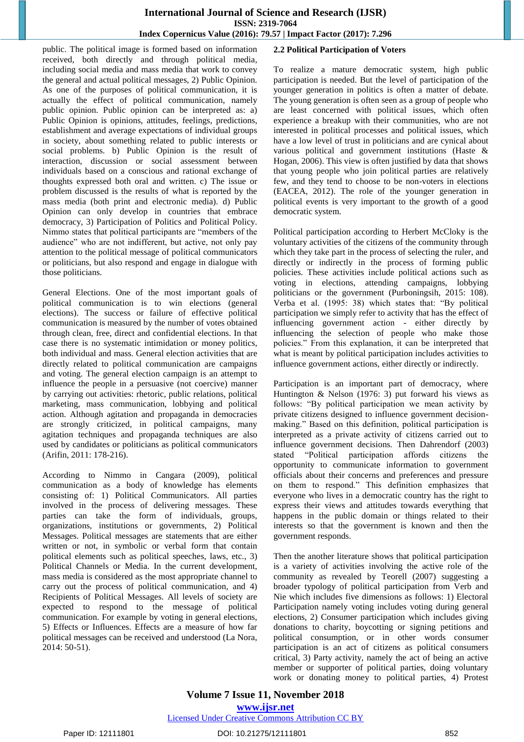public. The political image is formed based on information received, both directly and through political media, including social media and mass media that work to convey the general and actual political messages, 2) Public Opinion. As one of the purposes of political communication, it is actually the effect of political communication, namely public opinion. Public opinion can be interpreted as: a) Public Opinion is opinions, attitudes, feelings, predictions, establishment and average expectations of individual groups in society, about something related to public interests or social problems. b) Public Opinion is the result of interaction, discussion or social assessment between individuals based on a conscious and rational exchange of thoughts expressed both oral and written. c) The issue or problem discussed is the results of what is reported by the mass media (both print and electronic media). d) Public Opinion can only develop in countries that embrace democracy, 3) Participation of Politics and Political Policy. Nimmo states that political participants are "members of the audience" who are not indifferent, but active, not only pay attention to the political message of political communicators or politicians, but also respond and engage in dialogue with those politicians.

General Elections. One of the most important goals of political communication is to win elections (general elections). The success or failure of effective political communication is measured by the number of votes obtained through clean, free, direct and confidential elections. In that case there is no systematic intimidation or money politics, both individual and mass. General election activities that are directly related to political communication are campaigns and voting. The general election campaign is an attempt to influence the people in a persuasive (not coercive) manner by carrying out activities: rhetoric, public relations, political marketing, mass communication, lobbying and political action. Although agitation and propaganda in democracies are strongly criticized, in political campaigns, many agitation techniques and propaganda techniques are also used by candidates or politicians as political communicators (Arifin, 2011: 178-216).

According to Nimmo in Cangara (2009), political communication as a body of knowledge has elements consisting of: 1) Political Communicators. All parties involved in the process of delivering messages. These parties can take the form of individuals, groups, organizations, institutions or governments, 2) Political Messages. Political messages are statements that are either written or not, in symbolic or verbal form that contain political elements such as political speeches, laws, etc., 3) Political Channels or Media. In the current development, mass media is considered as the most appropriate channel to carry out the process of political communication, and 4) Recipients of Political Messages. All levels of society are expected to respond to the message of political communication. For example by voting in general elections, 5) Effects or Influences. Effects are a measure of how far political messages can be received and understood (La Nora, 2014: 50-51).

## 2.2 Political Participation of Voters

To realize a mature democratic system, high public participation is needed. But the level of participation of the younger generation in politics is often a matter of debate. The young generation is often seen as a group of people who are least concerned with political issues, which often experience a breakup with their communities, who are not interested in political processes and political issues, which have a low level of trust in politicians and are cynical about various political and government institutions (Haste & Hogan, 2006). This view is often justified by data that shows that young people who join political parties are relatively few, and they tend to choose to be non-voters in elections (EACEA, 2012). The role of the younger generation in political events is very important to the growth of a good democratic system.

Political participation according to Herbert McCloky is the voluntary activities of the citizens of the community through which they take part in the process of selecting the ruler, and directly or indirectly in the process of forming public policies. These activities include political actions such as voting in elections, attending campaigns, lobbying politicians or the government (Purboningsih, 2015: 108). Verba et al. (1995: 38) which states that: "By political participation we simply refer to activity that has the effect of influencing government action - either directly by influencing the selection of people who make those policies." From this explanation, it can be interpreted that what is meant by political participation includes activities to influence government actions, either directly or indirectly.

Participation is an important part of democracy, where Huntington & Nelson (1976: 3) put forward his views as follows: "By political participation we mean activity by private citizens designed to influence government decision-making." Based on this definition, political participation is interpreted as a private activity of citizens carried out to influence government decisions. Then Dahrendorf (2003) stated "Political participation affords citizens the opportunity to communicate information to government officials about their concerns and preferences and pressure on them to respond." This definition emphasizes that everyone who lives in a democratic country has the right to express their views and attitudes towards everything that happens in the public domain or things related to their interests so that the government is known and then the government responds.

Then the another literature shows that political participation is a variety of activities involving the active role of the community as revealed by Teorell (2007) suggesting a broader typology of political participation from Verb and Nie which includes five dimensions as follows: 1) Electoral Participation namely voting includes voting during general elections, 2) Consumer participation which includes giving donations to charity, boycotting or signing petitions and political consumption, or in other words consumer participation is an act of citizens as political consumers critical, 3) Party activity, namely the act of being an active member or supporter of political parties, doing voluntary work or donating money to political parties, 4) Protest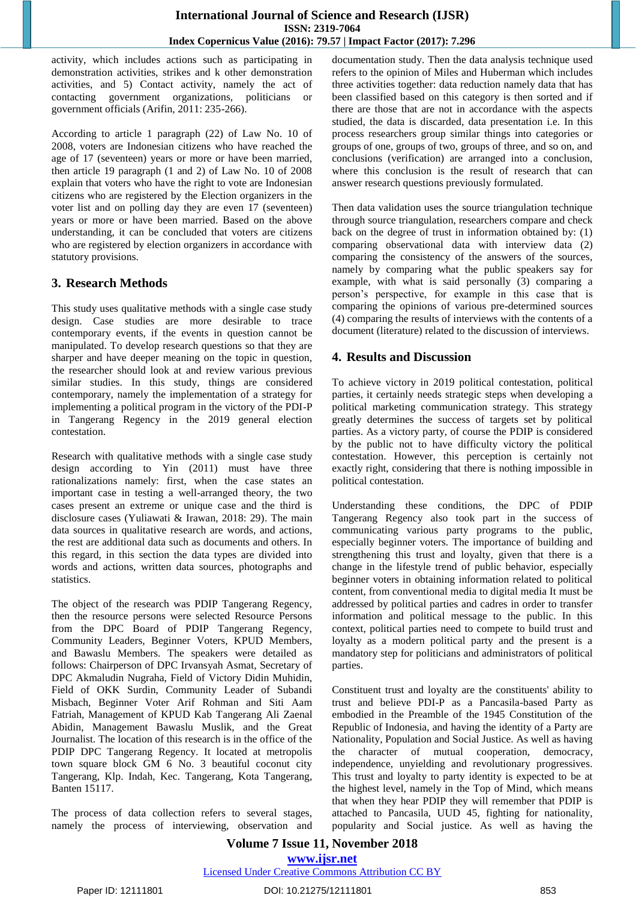activity, which includes actions such as participating in demonstration activities, strikes and k other demonstration activities, and 5) Contact activity, namely the act of contacting government organizations, politicians or government officials (Arifin, 2011: 235-266).

According to article 1 paragraph (22) of Law No. 10 of 2008, voters are Indonesian citizens who have reached the age of 17 (seventeen) years or more or have been married, then article 19 paragraph (1 and 2) of Law No. 10 of 2008 explain that voters who have the right to vote are Indonesian citizens who are registered by the Election organizers in the voter list and on polling day they are even 17 (seventeen) years or more or have been married. Based on the above understanding, it can be concluded that voters are citizens who are registered by election organizers in accordance with statutory provisions.

## 3. Research Methods

This study uses qualitative methods with a single case study design. Case studies are more desirable to trace contemporary events, if the events in question cannot be manipulated. To develop research questions so that they are sharper and have deeper meaning on the topic in question, the researcher should look at and review various previous similar studies. In this study, things are considered contemporary, namely the implementation of a strategy for implementing a political program in the victory of the PDI-P in Tangerang Regency in the 2019 general election contestation.

Research with qualitative methods with a single case study design according to Yin (2011) must have three rationalizations namely: first, when the case states an important case in testing a well-arranged theory, the two cases present an extreme or unique case and the third is disclosure cases (Yuliawati & Irawan, 2018: 29). The main data sources in qualitative research are words, and actions, the rest are additional data such as documents and others. In this regard, in this section the data types are divided into words and actions, written data sources, photographs and statistics.

The object of the research was PDIP Tangerang Regency, then the resource persons were selected Resource Persons from the DPC Board of PDIP Tangerang Regency, Community Leaders, Beginner Voters, KPUD Members, and Bawaslu Members. The speakers were detailed as follows: Chairperson of DPC Irvansyah Asmat, Secretary of DPC Akmaludin Nugraha, Field of Victory Didin Muhidin, Field of OKK Surdin, Community Leader of Subandi Misbach, Beginner Voter Arif Rohman and Siti Aam Fatriah, Management of KPUD Kab Tangerang Ali Zaenal Abidin, Management Bawaslu Muslik, and the Great Journalist. The location of this research is in the office of the PDIP DPC Tangerang Regency. It located at metropolis town square block GM 6 No. 3 beautiful coconut city Tangerang, Klp. Indah, Kec. Tangerang, Kota Tangerang, Banten 15117.

The process of data collection refers to several stages, namely the process of interviewing, observation and documentation study. Then the data analysis technique used refers to the opinion of Miles and Huberman which includes three activities together: data reduction namely data that has been classified based on this category is then sorted and if there are those that are not in accordance with the aspects studied, the data is discarded, data presentation i.e. In this process researchers group similar things into categories or groups of one, groups of two, groups of three, and so on, and conclusions (verification) are arranged into a conclusion, where this conclusion is the result of research that can answer research questions previously formulated.

Then data validation uses the source triangulation technique through source triangulation, researchers compare and check back on the degree of trust in information obtained by: (1) comparing observational data with interview data (2) comparing the consistency of the answers of the sources, namely by comparing what the public speakers say for example, with what is said personally (3) comparing a person's perspective, for example in this case that is comparing the opinions of various pre-determined sources (4) comparing the results of interviews with the contents of a document (literature) related to the discussion of interviews.

## 4. Results and Discussion

To achieve victory in 2019 political contestation, political parties, it certainly needs strategic steps when developing a political marketing communication strategy. This strategy greatly determines the success of targets set by political parties. As a victory party, of course the PDIP is considered by the public not to have difficulty victory the political contestation. However, this perception is certainly not exactly right, considering that there is nothing impossible in political contestation.

Understanding these conditions, the DPC of PDIP Tangerang Regency also took part in the success of communicating various party programs to the public, especially beginner voters. The importance of building and strengthening this trust and loyalty, given that there is a change in the lifestyle trend of public behavior, especially beginner voters in obtaining information related to political content, from conventional media to digital media It must be addressed by political parties and cadres in order to transfer information and political message to the public. In this context, political parties need to compete to build trust and loyalty as a modern political party and the present is a mandatory step for politicians and administrators of political parties.

Constituent trust and loyalty are the constituents' ability to trust and believe PDI-P as a Pancasila-based Party as embodied in the Preamble of the 1945 Constitution of the Republic of Indonesia, and having the identity of a Party are Nationality, Population and Social Justice. As well as having the character of mutual cooperation, democracy, independence, unyielding and revolutionary progressives. This trust and loyalty to party identity is expected to be at the highest level, namely in the Top of Mind, which means that when they hear PDIP they will remember that PDIP is attached to Pancasila, UUD 45, fighting for nationality, popularity and Social justice. As well as having the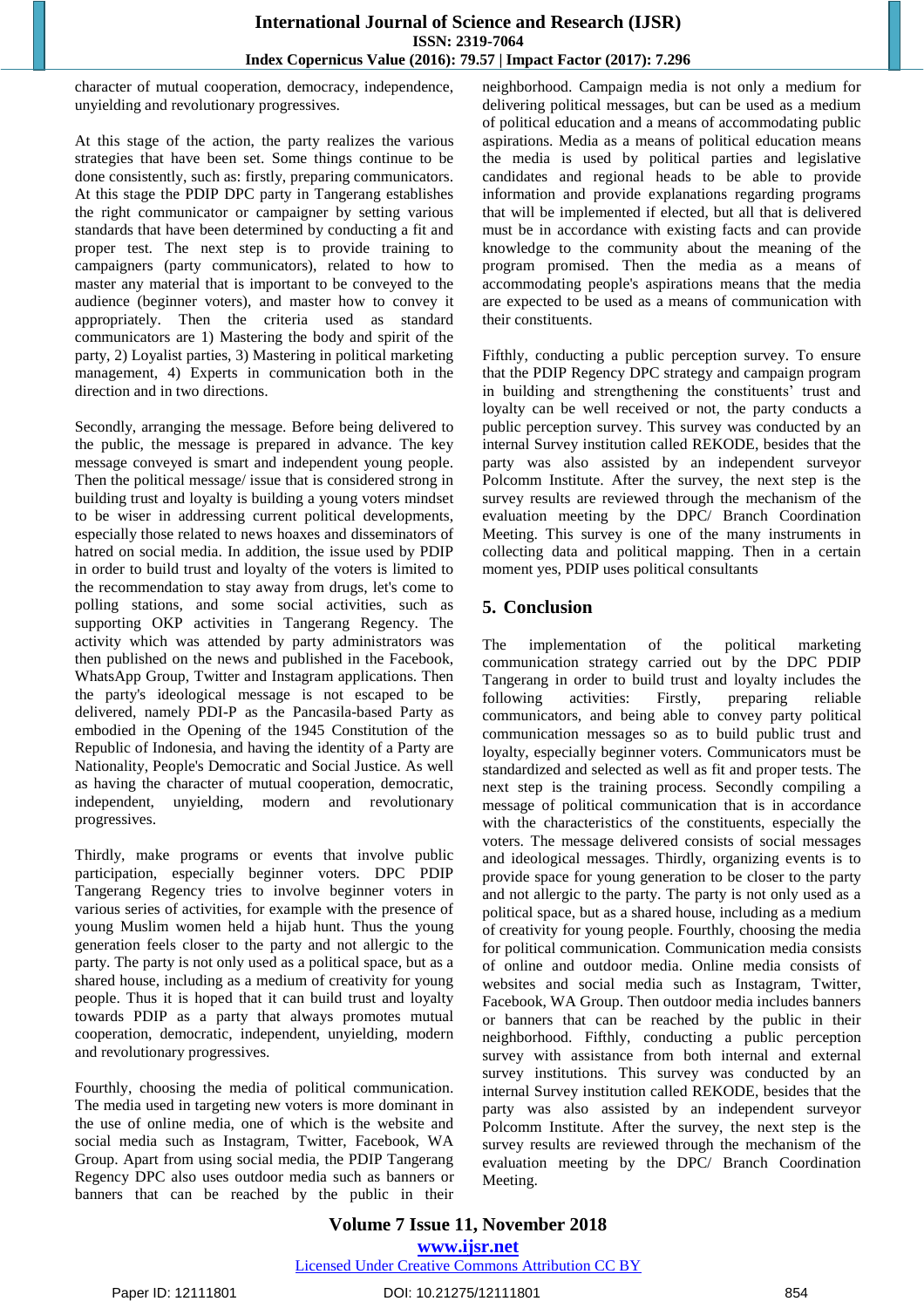character of mutual cooperation, democracy, independence, unyielding and revolutionary progressives.

At this stage of the action, the party realizes the various strategies that have been set. Some things continue to be done consistently, such as: firstly, preparing communicators. At this stage the PDIP DPC party in Tangerang establishes the right communicator or campaigner by setting various standards that have been determined by conducting a fit and proper test. The next step is to provide training to campaigners (party communicators), related to how to master any material that is important to be conveyed to the audience (beginner voters), and master how to convey it appropriately. Then the criteria used as standard communicators are 1) Mastering the body and spirit of the party, 2) Loyalist parties, 3) Mastering in political marketing management, 4) Experts in communication both in the direction and in two directions.

Secondly, arranging the message. Before being delivered to the public, the message is prepared in advance. The key message conveyed is smart and independent young people. Then the political message/ issue that is considered strong in building trust and loyalty is building a young voters mindset to be wiser in addressing current political developments, especially those related to news hoaxes and disseminators of hatred on social media. In addition, the issue used by PDIP in order to build trust and loyalty of the voters is limited to the recommendation to stay away from drugs, let's come to polling stations, and some social activities, such as supporting OKP activities in Tangerang Regency. The activity which was attended by party administrators was then published on the news and published in the Facebook, WhatsApp Group, Twitter and Instagram applications. Then the party's ideological message is not escaped to be delivered, namely PDI-P as the Pancasila-based Party as embodied in the Opening of the 1945 Constitution of the Republic of Indonesia, and having the identity of a Party are Nationality, People's Democratic and Social Justice. As well as having the character of mutual cooperation, democratic, independent, unyielding, modern and revolutionary progressives.

Thirdly, make programs or events that involve public participation, especially beginner voters. DPC PDIP Tangerang Regency tries to involve beginner voters in various series of activities, for example with the presence of young Muslim women held a hijab hunt. Thus the young generation feels closer to the party and not allergic to the party. The party is not only used as a political space, but as a shared house, including as a medium of creativity for young people. Thus it is hoped that it can build trust and loyalty towards PDIP as a party that always promotes mutual cooperation, democratic, independent, unyielding, modern and revolutionary progressives.

Fourthly, choosing the media of political communication. The media used in targeting new voters is more dominant in the use of online media, one of which is the website and social media such as Instagram, Twitter, Facebook, WA Group. Apart from using social media, the PDIP Tangerang Regency DPC also uses outdoor media such as banners or banners that can be reached by the public in their neighborhood. Campaign media is not only a medium for delivering political messages, but can be used as a medium of political education and a means of accommodating public aspirations. Media as a means of political education means the media is used by political parties and legislative candidates and regional heads to be able to provide information and provide explanations regarding programs that will be implemented if elected, but all that is delivered must be in accordance with existing facts and can provide knowledge to the community about the meaning of the program promised. Then the media as a means of accommodating people's aspirations means that the media are expected to be used as a means of communication with their constituents.

Fifthly, conducting a public perception survey. To ensure that the PDIP Regency DPC strategy and campaign program in building and strengthening the constituents' trust and loyalty can be well received or not, the party conducts a public perception survey. This survey was conducted by an internal Survey institution called REKODE, besides that the party was also assisted by an independent surveyor Polcomm Institute. After the survey, the next step is the survey results are reviewed through the mechanism of the evaluation meeting by the DPC/ Branch Coordination Meeting. This survey is one of the many instruments in collecting data and political mapping. Then in a certain moment yes, PDIP uses political consultants

## 5. Conclusion

The implementation of the political marketing communication strategy carried out by the DPC PDIP Tangerang in order to build trust and loyalty includes the following activities: Firstly, preparing reliable communicators, and being able to convey party political communication messages so as to build public trust and loyalty, especially beginner voters. Communicators must be standardized and selected as well as fit and proper tests. The next step is the training process. Secondly compiling a message of political communication that is in accordance with the characteristics of the constituents, especially the voters. The message delivered consists of social messages and ideological messages. Thirdly, organizing events is to provide space for young generation to be closer to the party and not allergic to the party. The party is not only used as a political space, but as a shared house, including as a medium of creativity for young people. Fourthly, choosing the media for political communication. Communication media consists of online and outdoor media. Online media consists of websites and social media such as Instagram, Twitter, Facebook, WA Group. Then outdoor media includes banners or banners that can be reached by the public in their neighborhood. Fifthly, conducting a public perception survey with assistance from both internal and external survey institutions. This survey was conducted by an internal Survey institution called REKODE, besides that the party was also assisted by an independent surveyor Polcomm Institute. After the survey, the next step is the survey results are reviewed through the mechanism of the evaluation meeting by the DPC/ Branch Coordination Meeting.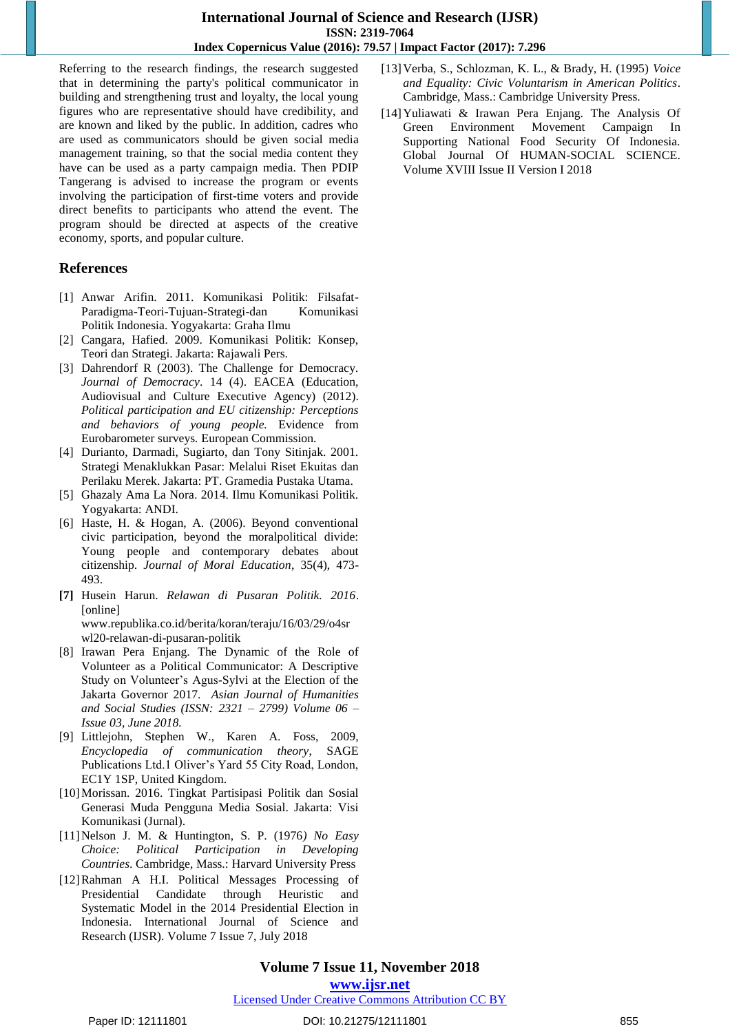Referring to the research findings, the research suggested that in determining the party's political communicator in building and strengthening trust and loyalty, the local young figures who are representative should have credibility, and are known and liked by the public. In addition, cadres who are used as communicators should be given social media management training, so that the social media content they have can be used as a party campaign media. Then PDIP Tangerang is advised to increase the program or events involving the participation of first-time voters and provide direct benefits to participants who attend the event. The program should be directed at aspects of the creative economy, sports, and popular culture.

## References

[1] Anwar Arifin. 2011. Komunikasi Politik: Filsafat-Paradigma-Teori-Tujuan-Strategi-dan Komunikasi Politik Indonesia. Yogyakarta: Graha Ilmu

[2] Cangara, Hafied. 2009. Komunikasi Politik: Konsep, Teori dan Strategi. Jakarta: Rajawali Pers.

[3] Dahrendorf R (2003). The Challenge for Democracy. *Journal of Democracy*. 14 (4). EACEA (Education, Audiovisual and Culture Executive Agency) (2012). *Political participation and EU citizenship: Perceptions and behaviors of young people.* Evidence from Eurobarometer surveys. European Commission.

[4] Durianto, Darmadi, Sugiarto, dan Tony Sitinjak. 2001. Strategi Menaklukkan Pasar: Melalui Riset Ekuitas dan Perilaku Merek. Jakarta: PT. Gramedia Pustaka Utama.

[5] Ghazaly Ama La Nora. 2014. Ilmu Komunikasi Politik. Yogyakarta: ANDI.

[6] Haste, H. & Hogan, A. (2006). Beyond conventional civic participation, beyond the moralpolitical divide: Young people and contemporary debates about citizenship. *Journal of Moral Education*, 35(4), 473-493.

**[7]** Husein Harun. *Relawan di Pusaran Politik. 2016*. [online] www.republika.co.id/berita/koran/teraju/16/03/29/o4srwl20-relawan-di-pusaran-politik

[8] Irawan Pera Enjang. The Dynamic of the Role of Volunteer as a Political Communicator: A Descriptive Study on Volunteer's Agus-Sylvi at the Election of the Jakarta Governor 2017. *Asian Journal of Humanities and Social Studies (ISSN: 2321 – 2799) Volume 06 – Issue 03, June 2018.*

[9] Littlejohn, Stephen W., Karen A. Foss, 2009, *Encyclopedia of communication theory*, SAGE Publications Ltd.1 Oliver's Yard 55 City Road, London, EC1Y 1SP, United Kingdom.

[10] Morissan. 2016. Tingkat Partisipasi Politik dan Sosial Generasi Muda Pengguna Media Sosial. Jakarta: Visi Komunikasi (Jurnal).

[11] Nelson J. M. & Huntington, S. P. (1976*) No Easy Choice: Political Participation in Developing Countries*. Cambridge, Mass.: Harvard University Press

[12] Rahman A H.I. Political Messages Processing of Presidential Candidate through Heuristic and Systematic Model in the 2014 Presidential Election in Indonesia. International Journal of Science and Research (IJSR). Volume 7 Issue 7, July 2018

[13] Verba, S., Schlozman, K. L., & Brady, H. (1995) *Voice and Equality: Civic Voluntarism in American Politics*. Cambridge, Mass.: Cambridge University Press.

[14] Yuliawati & Irawan Pera Enjang. The Analysis Of Green Environment Movement Campaign In Supporting National Food Security Of Indonesia. Global Journal Of HUMAN-SOCIAL SCIENCE. Volume XVIII Issue II Version I 2018